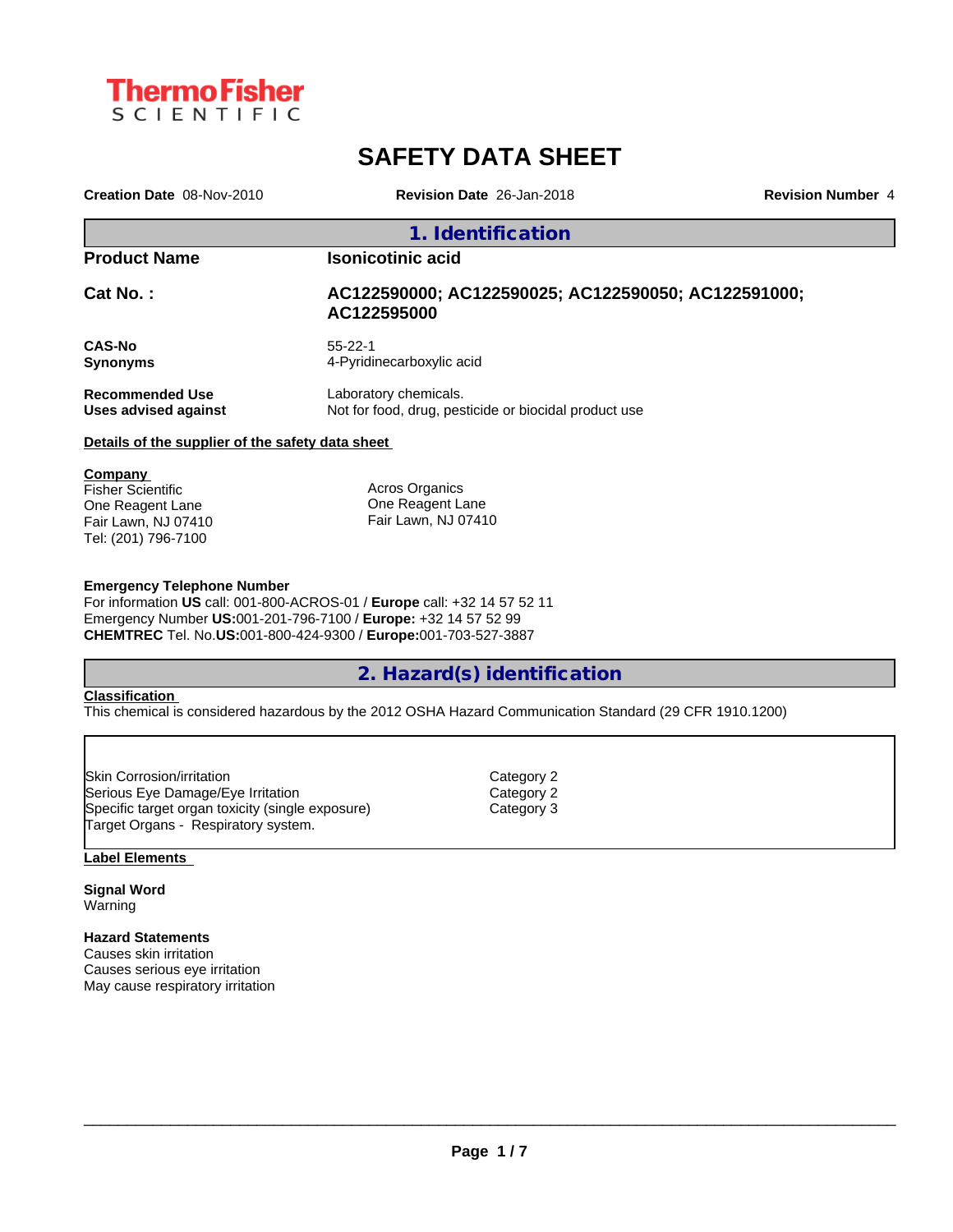ThermoFisher SCIENTIFIC

# SAFETY DATA SHEET

**Creation Date** 08-Nov-2010 **Revision Date** 26-Jan-2018 **Revision Number** 4

## 1. Identification

| | |
|---|---|
| **Product Name** | **Isonicotinic acid** |
| **Cat No. :** | **AC122590000; AC122590025; AC122590050; AC122591000; AC122595000** |
| **CAS-No** | 55-22-1 |
| **Synonyms** | 4-Pyridinecarboxylic acid |
| **Recommended Use** | Laboratory chemicals. |
| **Uses advised against** | Not for food, drug, pesticide or biocidal product use |

**Details of the supplier of the safety data sheet**

**Company**
Fisher Scientific
One Reagent Lane
Fair Lawn, NJ 07410
Tel: (201) 796-7100

Acros Organics
One Reagent Lane
Fair Lawn, NJ 07410

**Emergency Telephone Number**
For information **US** call: 001-800-ACROS-01 / **Europe** call: +32 14 57 52 11
Emergency Number **US:**001-201-796-7100 / **Europe:** +32 14 57 52 99
**CHEMTREC** Tel. No.**US:**001-800-424-9300 / **Europe:**001-703-527-3887

## 2. Hazard(s) identification

**Classification**
This chemical is considered hazardous by the 2012 OSHA Hazard Communication Standard (29 CFR 1910.1200)

| | |
|---|---|
| Skin Corrosion/irritation | Category 2 |
| Serious Eye Damage/Eye Irritation | Category 2 |
| Specific target organ toxicity (single exposure) | Category 3 |
| Target Organs - Respiratory system. | |

**Label Elements**

**Signal Word**
Warning

**Hazard Statements**
Causes skin irritation
Causes serious eye irritation
May cause respiratory irritation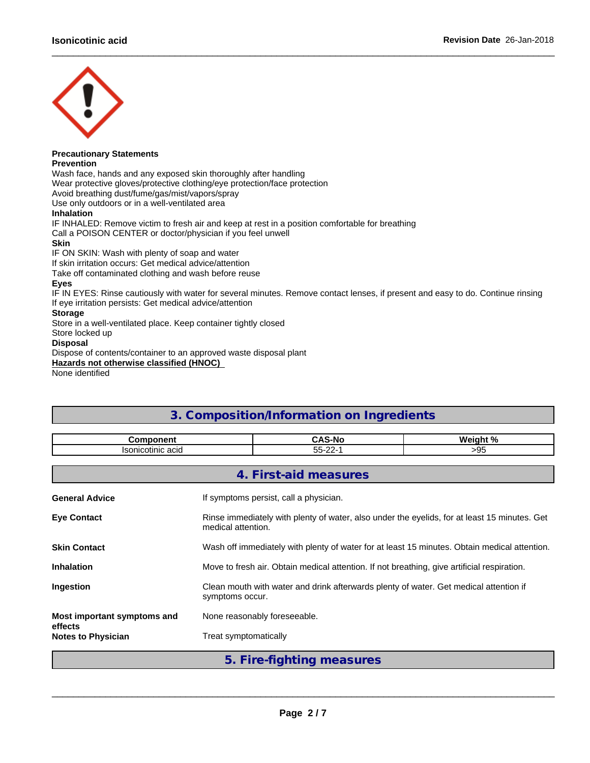**Precautionary Statements**

**Prevention**

Wash face, hands and any exposed skin thoroughly after handling
Wear protective gloves/protective clothing/eye protection/face protection
Avoid breathing dust/fume/gas/mist/vapors/spray
Use only outdoors or in a well-ventilated area

**Inhalation**

IF INHALED: Remove victim to fresh air and keep at rest in a position comfortable for breathing
Call a POISON CENTER or doctor/physician if you feel unwell

**Skin**

IF ON SKIN: Wash with plenty of soap and water
If skin irritation occurs: Get medical advice/attention
Take off contaminated clothing and wash before reuse

**Eyes**

IF IN EYES: Rinse cautiously with water for several minutes. Remove contact lenses, if present and easy to do. Continue rinsing
If eye irritation persists: Get medical advice/attention

**Storage**

Store in a well-ventilated place. Keep container tightly closed
Store locked up

**Disposal**

Dispose of contents/container to an approved waste disposal plant

**Hazards not otherwise classified (HNOC)**

None identified

## 3. Composition/Information on Ingredients

| Component | CAS-No | Weight % |
|---|---|---|
| Isonicotinic acid | 55-22-1 | >95 |

## 4. First-aid measures

**General Advice** — If symptoms persist, call a physician.

**Eye Contact** — Rinse immediately with plenty of water, also under the eyelids, for at least 15 minutes. Get medical attention.

**Skin Contact** — Wash off immediately with plenty of water for at least 15 minutes. Obtain medical attention.

**Inhalation** — Move to fresh air. Obtain medical attention. If not breathing, give artificial respiration.

**Ingestion** — Clean mouth with water and drink afterwards plenty of water. Get medical attention if symptoms occur.

**Most important symptoms and effects** — None reasonably foreseeable.

**Notes to Physician** — Treat symptomatically

## 5. Fire-fighting measures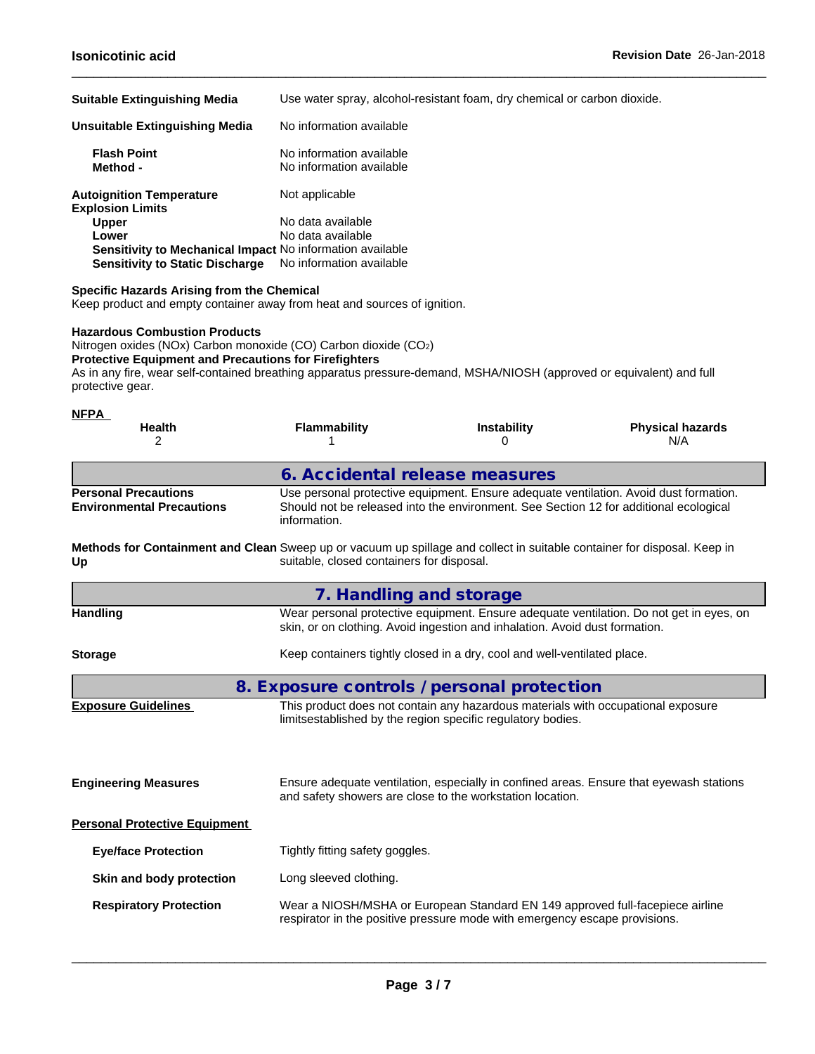**Suitable Extinguishing Media** Use water spray, alcohol-resistant foam, dry chemical or carbon dioxide.

**Unsuitable Extinguishing Media** No information available

**Flash Point** No information available
**Method -** No information available

**Autoignition Temperature** Not applicable
**Explosion Limits**
**Upper** No data available
**Lower** No data available
**Sensitivity to Mechanical Impact** No information available
**Sensitivity to Static Discharge** No information available

**Specific Hazards Arising from the Chemical**
Keep product and empty container away from heat and sources of ignition.

**Hazardous Combustion Products**
Nitrogen oxides (NOx) Carbon monoxide (CO) Carbon dioxide ($CO_2$)
**Protective Equipment and Precautions for Firefighters**
As in any fire, wear self-contained breathing apparatus pressure-demand, MSHA/NIOSH (approved or equivalent) and full protective gear.

**NFPA**

| Health | Flammability | Instability | Physical hazards |
|---|---|---|---|
| 2 | 1 | 0 | N/A |

## 6. Accidental release measures

**Personal Precautions** Use personal protective equipment. Ensure adequate ventilation. Avoid dust formation.
**Environmental Precautions** Should not be released into the environment. See Section 12 for additional ecological information.

**Methods for Containment and Clean Up** Sweep up or vacuum up spillage and collect in suitable container for disposal. Keep in suitable, closed containers for disposal.

## 7. Handling and storage

**Handling** Wear personal protective equipment. Ensure adequate ventilation. Do not get in eyes, on skin, or on clothing. Avoid ingestion and inhalation. Avoid dust formation.

**Storage** Keep containers tightly closed in a dry, cool and well-ventilated place.

## 8. Exposure controls / personal protection

**Exposure Guidelines** This product does not contain any hazardous materials with occupational exposure limitsestablished by the region specific regulatory bodies.

**Engineering Measures** Ensure adequate ventilation, especially in confined areas. Ensure that eyewash stations and safety showers are close to the workstation location.

**Personal Protective Equipment**

**Eye/face Protection** Tightly fitting safety goggles.

**Skin and body protection** Long sleeved clothing.

**Respiratory Protection** Wear a NIOSH/MSHA or European Standard EN 149 approved full-facepiece airline respirator in the positive pressure mode with emergency escape provisions.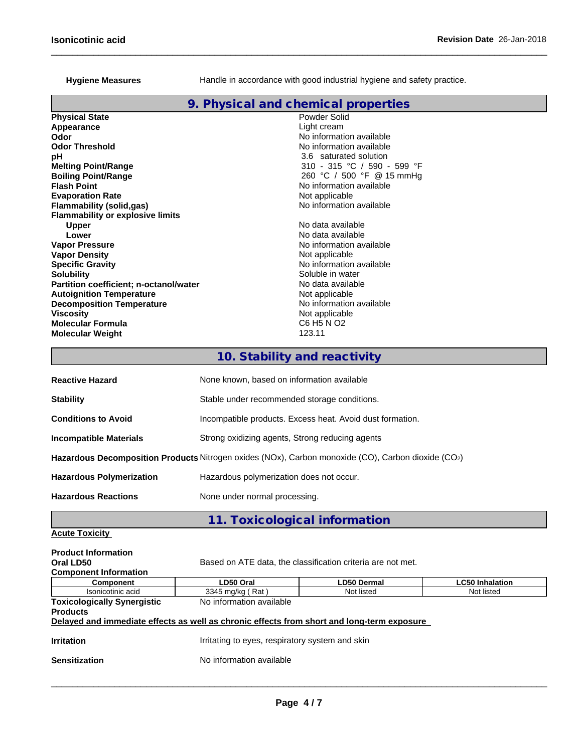**Hygiene Measures** Handle in accordance with good industrial hygiene and safety practice.

## 9. Physical and chemical properties

| | |
|---|---|
| **Physical State** | Powder Solid |
| **Appearance** | Light cream |
| **Odor** | No information available |
| **Odor Threshold** | No information available |
| **pH** | 3.6 saturated solution |
| **Melting Point/Range** | 310 - 315 °C / 590 - 599 °F |
| **Boiling Point/Range** | 260 °C / 500 °F @ 15 mmHg |
| **Flash Point** | No information available |
| **Evaporation Rate** | Not applicable |
| **Flammability (solid,gas)** | No information available |
| **Flammability or explosive limits** | |
| **Upper** | No data available |
| **Lower** | No data available |
| **Vapor Pressure** | No information available |
| **Vapor Density** | Not applicable |
| **Specific Gravity** | No information available |
| **Solubility** | Soluble in water |
| **Partition coefficient; n-octanol/water** | No data available |
| **Autoignition Temperature** | Not applicable |
| **Decomposition Temperature** | No information available |
| **Viscosity** | Not applicable |
| **Molecular Formula** | C6 H5 N O2 |
| **Molecular Weight** | 123.11 |

## 10. Stability and reactivity

**Reactive Hazard** None known, based on information available

**Stability** Stable under recommended storage conditions.

**Conditions to Avoid** Incompatible products. Excess heat. Avoid dust formation.

**Incompatible Materials** Strong oxidizing agents, Strong reducing agents

**Hazardous Decomposition Products** Nitrogen oxides (NOx), Carbon monoxide (CO), Carbon dioxide ($CO_2$)

**Hazardous Polymerization** Hazardous polymerization does not occur.

**Hazardous Reactions** None under normal processing.

## 11. Toxicological information

**Acute Toxicity**

**Product Information**

**Oral LD50** Based on ATE data, the classification criteria are not met.

**Component Information**

| Component | LD50 Oral | LD50 Dermal | LC50 Inhalation |
|---|---|---|---|
| Isonicotinic acid | 3345 mg/kg ( Rat ) | Not listed | Not listed |

**Toxicologically Synergistic Products** No information available

**Delayed and immediate effects as well as chronic effects from short and long-term exposure**

**Irritation** Irritating to eyes, respiratory system and skin

**Sensitization** No information available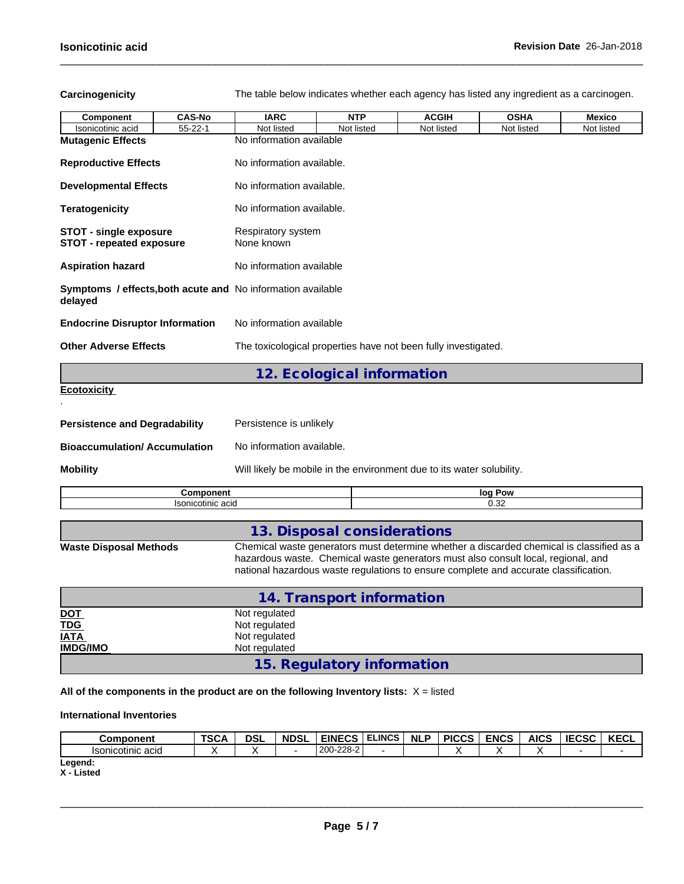**Carcinogenicity** The table below indicates whether each agency has listed any ingredient as a carcinogen.

| Component | CAS-No | IARC | NTP | ACGIH | OSHA | Mexico |
|---|---|---|---|---|---|---|
| Isonicotinic acid | 55-22-1 | Not listed | Not listed | Not listed | Not listed | Not listed |

**Mutagenic Effects** No information available

**Reproductive Effects** No information available.

**Developmental Effects** No information available.

**Teratogenicity** No information available.

**STOT - single exposure** Respiratory system
**STOT - repeated exposure** None known

**Aspiration hazard** No information available

**Symptoms / effects,both acute and delayed** No information available

**Endocrine Disruptor Information** No information available

**Other Adverse Effects** The toxicological properties have not been fully investigated.

## 12. Ecological information

**Ecotoxicity**

.

**Persistence and Degradability** Persistence is unlikely

**Bioaccumulation/ Accumulation** No information available.

**Mobility** Will likely be mobile in the environment due to its water solubility.

| Component | log Pow |
|---|---|
| Isonicotinic acid | 0.32 |

## 13. Disposal considerations

**Waste Disposal Methods** Chemical waste generators must determine whether a discarded chemical is classified as a hazardous waste. Chemical waste generators must also consult local, regional, and national hazardous waste regulations to ensure complete and accurate classification.

## 14. Transport information

**DOT** Not regulated
**TDG** Not regulated
**IATA** Not regulated
**IMDG/IMO** Not regulated

## 15. Regulatory information

**All of the components in the product are on the following Inventory lists:** X = listed

**International Inventories**

| Component | TSCA | DSL | NDSL | EINECS | ELINCS | NLP | PICCS | ENCS | AICS | IECSC | KECL |
|---|---|---|---|---|---|---|---|---|---|---|---|
| Isonicotinic acid | X | X | - | 200-228-2 | - | | X | X | X | - | - |

**Legend:**
**X - Listed**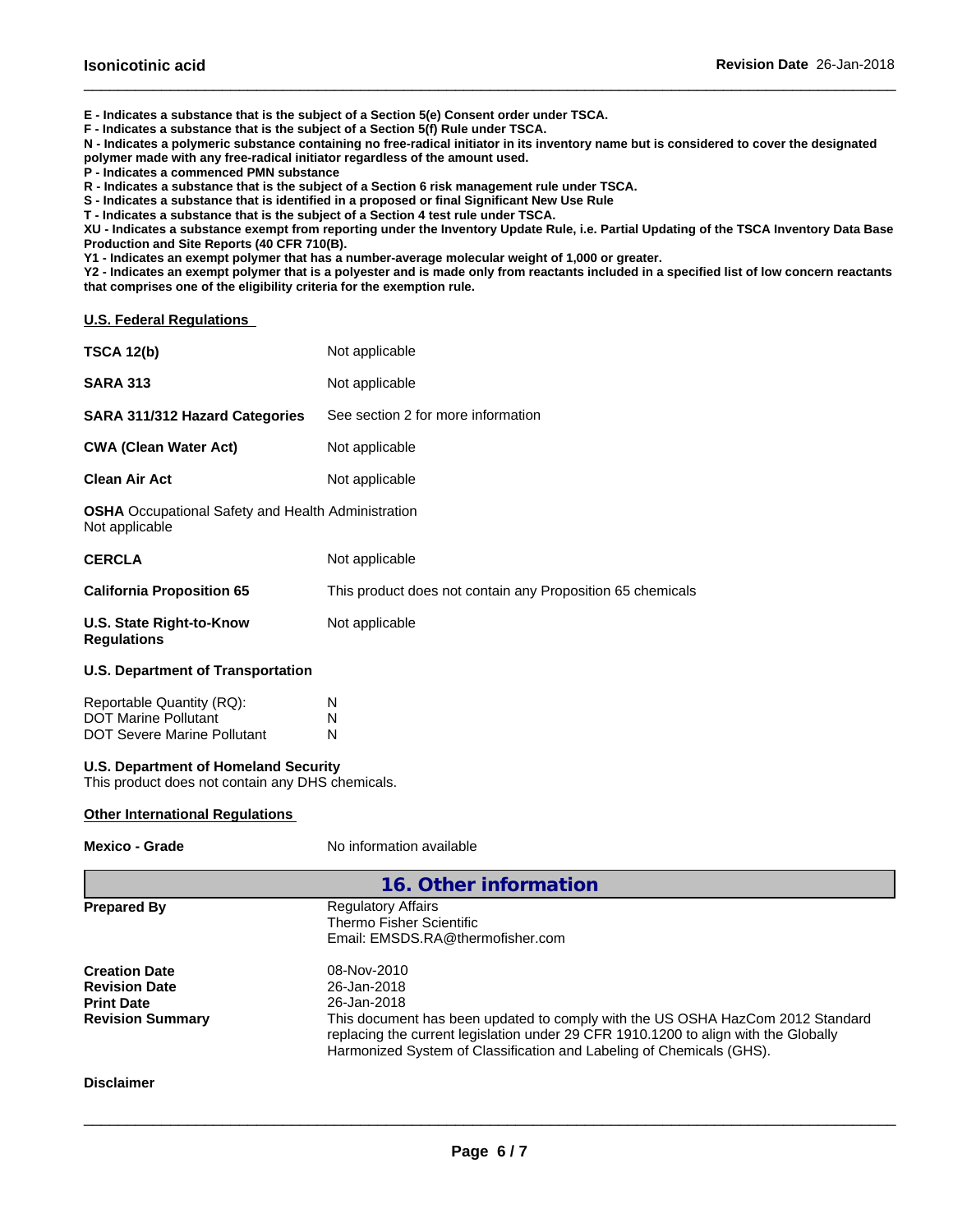**E - Indicates a substance that is the subject of a Section 5(e) Consent order under TSCA.**
**F - Indicates a substance that is the subject of a Section 5(f) Rule under TSCA.**
**N - Indicates a polymeric substance containing no free-radical initiator in its inventory name but is considered to cover the designated polymer made with any free-radical initiator regardless of the amount used.**
**P - Indicates a commenced PMN substance**
**R - Indicates a substance that is the subject of a Section 6 risk management rule under TSCA.**
**S - Indicates a substance that is identified in a proposed or final Significant New Use Rule**
**T - Indicates a substance that is the subject of a Section 4 test rule under TSCA.**
**XU - Indicates a substance exempt from reporting under the Inventory Update Rule, i.e. Partial Updating of the TSCA Inventory Data Base Production and Site Reports (40 CFR 710(B).**
**Y1 - Indicates an exempt polymer that has a number-average molecular weight of 1,000 or greater.**
**Y2 - Indicates an exempt polymer that is a polyester and is made only from reactants included in a specified list of low concern reactants that comprises one of the eligibility criteria for the exemption rule.**

**U.S. Federal Regulations**

| | |
|---|---|
| **TSCA 12(b)** | Not applicable |
| **SARA 313** | Not applicable |
| **SARA 311/312 Hazard Categories** | See section 2 for more information |
| **CWA (Clean Water Act)** | Not applicable |
| **Clean Air Act** | Not applicable |

**OSHA** Occupational Safety and Health Administration
Not applicable

| | |
|---|---|
| **CERCLA** | Not applicable |
| **California Proposition 65** | This product does not contain any Proposition 65 chemicals |
| **U.S. State Right-to-Know Regulations** | Not applicable |

**U.S. Department of Transportation**

| | |
|---|---|
| Reportable Quantity (RQ): | N |
| DOT Marine Pollutant | N |
| DOT Severe Marine Pollutant | N |

**U.S. Department of Homeland Security**
This product does not contain any DHS chemicals.

**Other International Regulations**

| | |
|---|---|
| **Mexico - Grade** | No information available |

## 16. Other information

| | |
|---|---|
| **Prepared By** | Regulatory Affairs<br>Thermo Fisher Scientific<br>Email: EMSDS.RA@thermofisher.com |
| **Creation Date** | 08-Nov-2010 |
| **Revision Date** | 26-Jan-2018 |
| **Print Date** | 26-Jan-2018 |
| **Revision Summary** | This document has been updated to comply with the US OSHA HazCom 2012 Standard replacing the current legislation under 29 CFR 1910.1200 to align with the Globally Harmonized System of Classification and Labeling of Chemicals (GHS). |

**Disclaimer**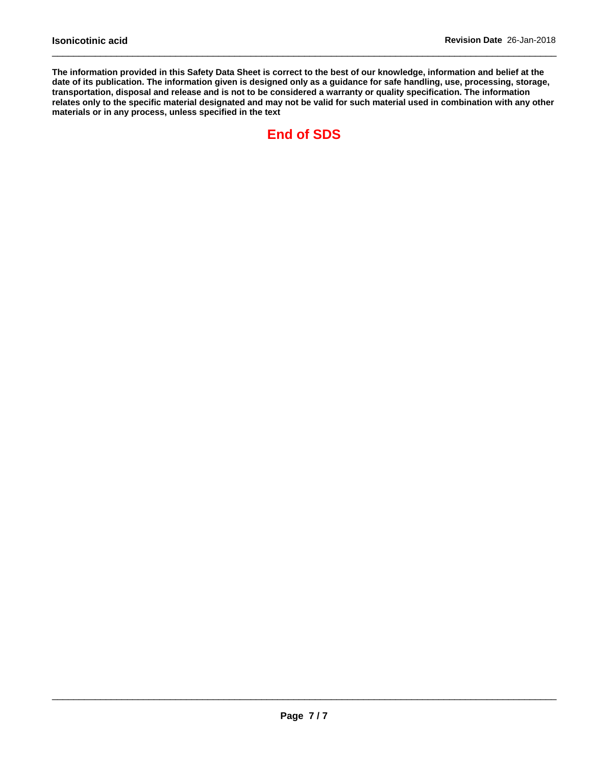**The information provided in this Safety Data Sheet is correct to the best of our knowledge, information and belief at the date of its publication. The information given is designed only as a guidance for safe handling, use, processing, storage, transportation, disposal and release and is not to be considered a warranty or quality specification. The information relates only to the specific material designated and may not be valid for such material used in combination with any other materials or in any process, unless specified in the text**

**End of SDS**